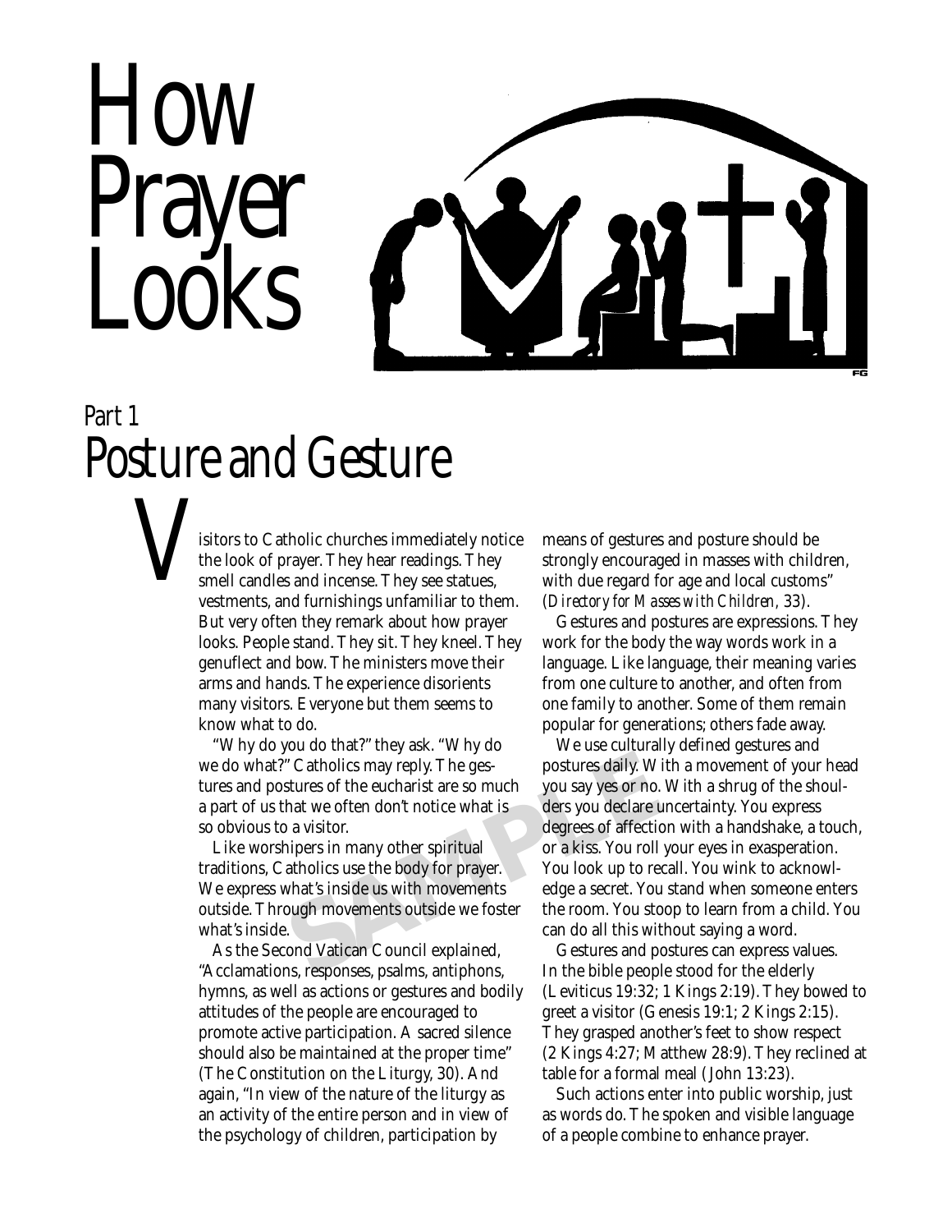# How Prayer Looks

## Part 1
## Posture and Gesture

Visitors to Catholic churches immediately notice the look of prayer. They hear readings. They smell candles and incense. They see statues, vestments, and furnishings unfamiliar to them. But very often they remark about how prayer looks. People stand. They sit. They kneel. They genuflect and bow. The ministers move their arms and hands. The experience disorients many visitors. Everyone but them seems to know what to do.

"Why do you do that?" they ask. "Why do we do what?" Catholics may reply. The gestures and postures of the eucharist are so much a part of us that we often don't notice what is so obvious to a visitor.

Like worshipers in many other spiritual traditions, Catholics use the body for prayer. We express what's inside us with movements outside. Through movements outside we foster what's inside.

As the Second Vatican Council explained, "Acclamations, responses, psalms, antiphons, hymns, as well as actions or gestures and bodily attitudes of the people are encouraged to promote active participation. A sacred silence should also be maintained at the proper time" (The Constitution on the Liturgy, 30). And again, "In view of the nature of the liturgy as an activity of the entire person and in view of the psychology of children, participation by means of gestures and posture should be strongly encouraged in masses with children, with due regard for age and local customs" (*Directory for Masses with Children,* 33).

Gestures and postures are expressions. They work for the body the way words work in a language. Like language, their meaning varies from one culture to another, and often from one family to another. Some of them remain popular for generations; others fade away.

We use culturally defined gestures and postures daily. With a movement of your head you say yes or no. With a shrug of the shoulders you declare uncertainty. You express degrees of affection with a handshake, a touch, or a kiss. You roll your eyes in exasperation. You look up to recall. You wink to acknowledge a secret. You stand when someone enters the room. You stoop to learn from a child. You can do all this without saying a word.

Gestures and postures can express values. In the bible people stood for the elderly (Leviticus 19:32; 1 Kings 2:19). They bowed to greet a visitor (Genesis 19:1; 2 Kings 2:15). They grasped another's feet to show respect (2 Kings 4:27; Matthew 28:9). They reclined at table for a formal meal (John 13:23).

Such actions enter into public worship, just as words do. The spoken and visible language of a people combine to enhance prayer.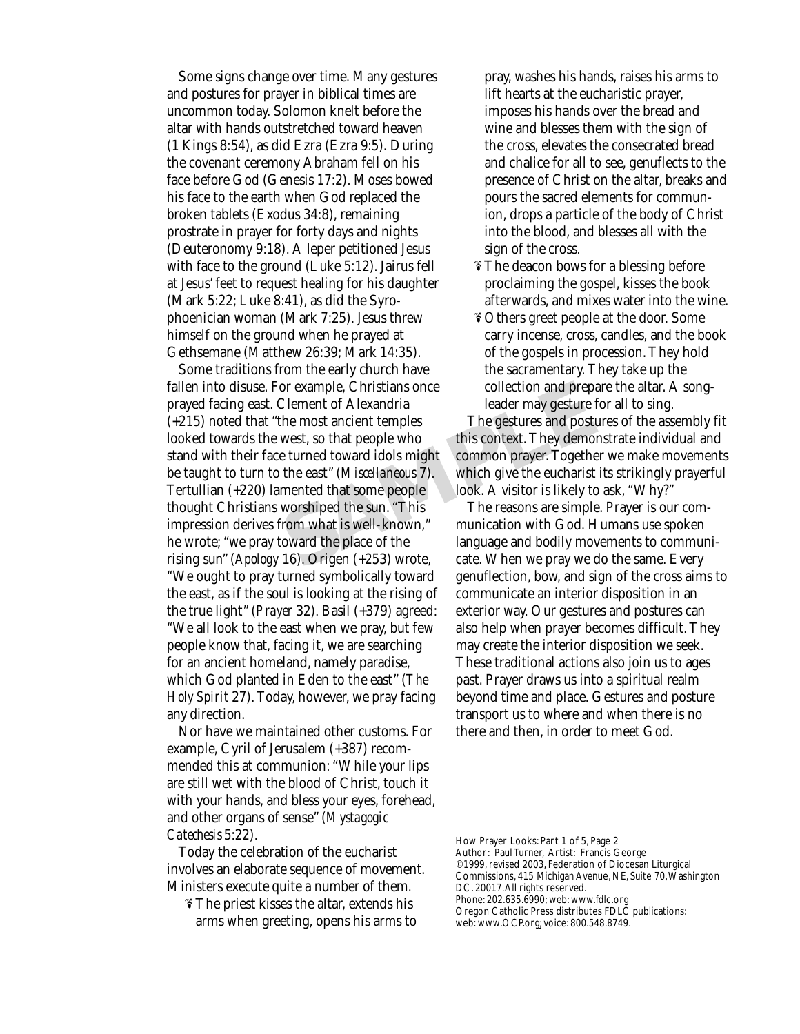Some signs change over time. Many gestures and postures for prayer in biblical times are uncommon today. Solomon knelt before the altar with hands outstretched toward heaven (1 Kings 8:54), as did Ezra (Ezra 9:5). During the covenant ceremony Abraham fell on his face before God (Genesis 17:2). Moses bowed his face to the earth when God replaced the broken tablets (Exodus 34:8), remaining prostrate in prayer for forty days and nights (Deuteronomy 9:18). A leper petitioned Jesus with face to the ground (Luke 5:12). Jairus fell at Jesus' feet to request healing for his daughter (Mark 5:22; Luke 8:41), as did the Syrophoenician woman (Mark 7:25). Jesus threw himself on the ground when he prayed at Gethsemane (Matthew 26:39; Mark 14:35).

Some traditions from the early church have fallen into disuse. For example, Christians once prayed facing east. Clement of Alexandria (+215) noted that "the most ancient temples looked towards the west, so that people who stand with their face turned toward idols might be taught to turn to the east" (*Miscellaneous* 7). Tertullian (+220) lamented that some people thought Christians worshiped the sun. "This impression derives from what is well-known," he wrote; "we pray toward the place of the rising sun" (*Apology* 16). Origen (+253) wrote, "We ought to pray turned symbolically toward the east, as if the soul is looking at the rising of the true light" (*Prayer* 32). Basil (+379) agreed: "We all look to the east when we pray, but few people know that, facing it, we are searching for an ancient homeland, namely paradise, which God planted in Eden to the east" (*The Holy Spirit* 27). Today, however, we pray facing any direction.

Nor have we maintained other customs. For example, Cyril of Jerusalem (+387) recommended this at communion: "While your lips are still wet with the blood of Christ, touch it with your hands, and bless your eyes, forehead, and other organs of sense" (*Mystagogic Catechesis* 5:22).

Today the celebration of the eucharist involves an elaborate sequence of movement. Ministers execute quite a number of them.

- The priest kisses the altar, extends his arms when greeting, opens his arms to pray, washes his hands, raises his arms to lift hearts at the eucharistic prayer, imposes his hands over the bread and wine and blesses them with the sign of the cross, elevates the consecrated bread and chalice for all to see, genuflects to the presence of Christ on the altar, breaks and pours the sacred elements for communion, drops a particle of the body of Christ into the blood, and blesses all with the sign of the cross.
- The deacon bows for a blessing before proclaiming the gospel, kisses the book afterwards, and mixes water into the wine.
- Others greet people at the door. Some carry incense, cross, candles, and the book of the gospels in procession. They hold the sacramentary. They take up the collection and prepare the altar. A song-leader may gesture for all to sing.

The gestures and postures of the assembly fit this context. They demonstrate individual and common prayer. Together we make movements which give the eucharist its strikingly prayerful look. A visitor is likely to ask, "Why?"

The reasons are simple. Prayer is our communication with God. Humans use spoken language and bodily movements to communicate. When we pray we do the same. Every genuflection, bow, and sign of the cross aims to communicate an interior disposition in an exterior way. Our gestures and postures can also help when prayer becomes difficult. They may create the interior disposition we seek. These traditional actions also join us to ages past. Prayer draws us into a spiritual realm beyond time and place. Gestures and posture transport us to where and when there is no there and then, in order to meet God.

---

How Prayer Looks: Part 1 of 5, Page 2
Author: Paul Turner, Artist: Francis George
©1999, revised 2003, Federation of Diocesan Liturgical Commissions, 415 Michigan Avenue, NE, Suite 70, Washington DC. 20017. All rights reserved.
Phone: 202.635.6990; web: www.fdlc.org
Oregon Catholic Press distributes FDLC publications: web: www.OCP.org; voice: 800.548.8749.